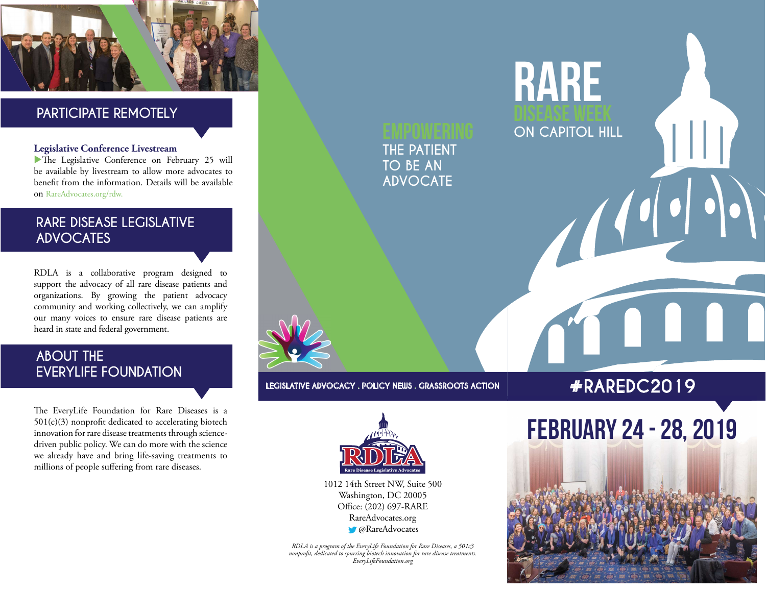## PARTICIPATE REMOTELY

**Legislative Conference Livestream**

▶The Legislative Conference on February 25 will be available by livestream to allow more advocates to benefit from the information. Details will be available on RareAdvocates.org/rdw.

## RARE DISEASE LEGISLATIVE ADVOCATES

RDLA is a collaborative program designed to support the advocacy of all rare disease patients and organizations. By growing the patient advocacy community and working collectively, we can amplify our many voices to ensure rare disease patients are heard in state and federal government.

## ABOUT THE EVERYLIFE FOUNDATION

The EveryLife Foundation for Rare Diseases is a 501(c)(3) nonprofit dedicated to accelerating biotech innovation for rare disease treatments through science-driven public policy. We can do more with the science we already have and bring life-saving treatments to millions of people suffering from rare diseases.

EMPOWERING THE PATIENT TO BE AN ADVOCATE

LEGISLATIVE ADVOCACY . POLICY NEWS . GRASSROOTS ACTION

RDLA
Rare Disease Legislative Advocates

1012 14th Street NW, Suite 500
Washington, DC 20005
Office: (202) 697-RARE
RareAdvocates.org
@RareAdvocates

*RDLA is a program of the EveryLife Foundation for Rare Diseases, a 501c3 nonprofit, dedicated to spurring biotech innovation for rare disease treatments. EveryLifeFoundation.org*

# RARE DISEASE WEEK ON CAPITOL HILL

#RAREDC2019

## FEBRUARY 24 - 28, 2019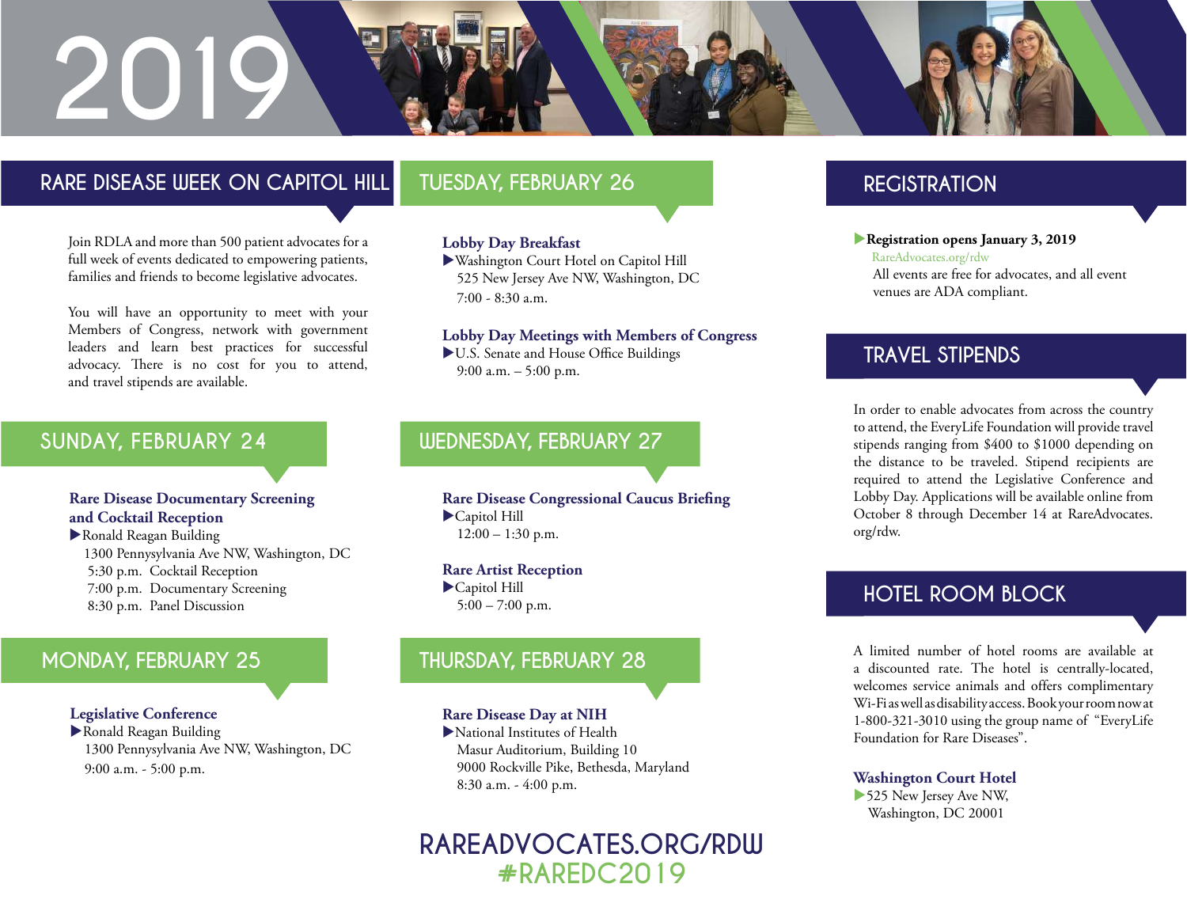# 2019

## RARE DISEASE WEEK ON CAPITOL HILL

Join RDLA and more than 500 patient advocates for a full week of events dedicated to empowering patients, families and friends to become legislative advocates.

You will have an opportunity to meet with your Members of Congress, network with government leaders and learn best practices for successful advocacy. There is no cost for you to attend, and travel stipends are available.

## SUNDAY, FEBRUARY 24

**Rare Disease Documentary Screening and Cocktail Reception**
▶Ronald Reagan Building
1300 Pennsylvania Ave NW, Washington, DC
5:30 p.m. Cocktail Reception
7:00 p.m. Documentary Screening
8:30 p.m. Panel Discussion

## MONDAY, FEBRUARY 25

**Legislative Conference**
▶Ronald Reagan Building
1300 Pennsylvania Ave NW, Washington, DC
9:00 a.m. - 5:00 p.m.

## TUESDAY, FEBRUARY 26

**Lobby Day Breakfast**
▶Washington Court Hotel on Capitol Hill
525 New Jersey Ave NW, Washington, DC
7:00 - 8:30 a.m.

**Lobby Day Meetings with Members of Congress**
▶U.S. Senate and House Office Buildings
9:00 a.m. – 5:00 p.m.

## WEDNESDAY, FEBRUARY 27

**Rare Disease Congressional Caucus Briefing**
▶Capitol Hill
12:00 – 1:30 p.m.

**Rare Artist Reception**
▶Capitol Hill
5:00 – 7:00 p.m.

## THURSDAY, FEBRUARY 28

**Rare Disease Day at NIH**
▶National Institutes of Health
Masur Auditorium, Building 10
9000 Rockville Pike, Bethesda, Maryland
8:30 a.m. - 4:00 p.m.

## REGISTRATION

▶**Registration opens January 3, 2019**
RareAdvocates.org/rdw
All events are free for advocates, and all event venues are ADA compliant.

## TRAVEL STIPENDS

In order to enable advocates from across the country to attend, the EveryLife Foundation will provide travel stipends ranging from $400 to $1000 depending on the distance to be traveled. Stipend recipients are required to attend the Legislative Conference and Lobby Day. Applications will be available online from October 8 through December 14 at RareAdvocates.org/rdw.

## HOTEL ROOM BLOCK

A limited number of hotel rooms are available at a discounted rate. The hotel is centrally-located, welcomes service animals and offers complimentary Wi-Fi as well as disability access. Book your room now at 1-800-321-3010 using the group name of "EveryLife Foundation for Rare Diseases".

**Washington Court Hotel**
▶525 New Jersey Ave NW,
Washington, DC 20001

RAREADVOCATES.ORG/RDW
#RAREDC2019